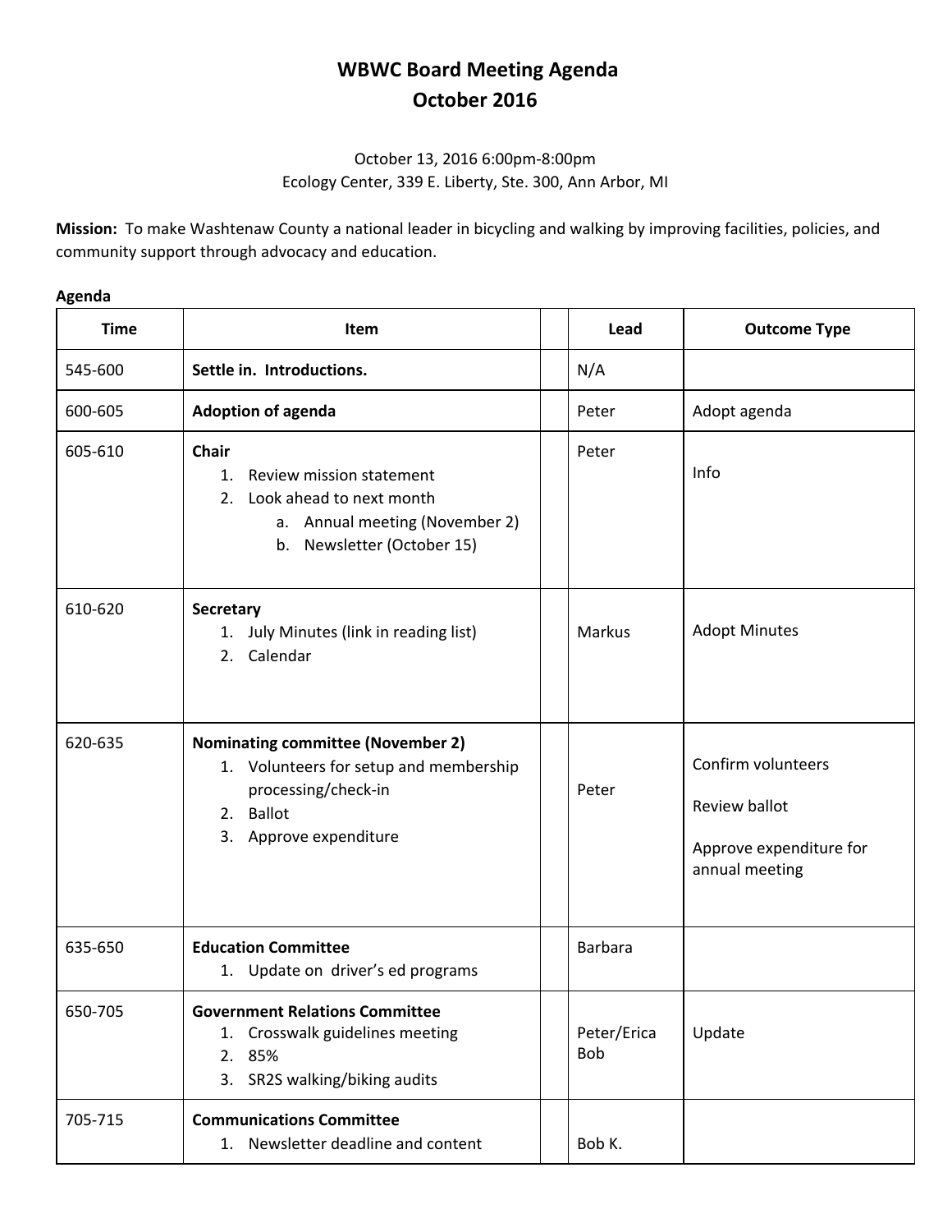# WBWC Board Meeting Agenda
# October 2016

October 13, 2016 6:00pm-8:00pm
Ecology Center, 339 E. Liberty, Ste. 300, Ann Arbor, MI

**Mission:** To make Washtenaw County a national leader in bicycling and walking by improving facilities, policies, and community support through advocacy and education.

**Agenda**

| Time | Item | | Lead | Outcome Type |
|---|---|---|---|---|
| 545-600 | **Settle in. Introductions.** | | N/A | |
| 600-605 | **Adoption of agenda** | | Peter | Adopt agenda |
| 605-610 | **Chair**<br>1. Review mission statement<br>2. Look ahead to next month<br>a. Annual meeting (November 2)<br>b. Newsletter (October 15) | | Peter | Info |
| 610-620 | **Secretary**<br>1. July Minutes (link in reading list)<br>2. Calendar | | Markus | Adopt Minutes |
| 620-635 | **Nominating committee (November 2)**<br>1. Volunteers for setup and membership processing/check-in<br>2. Ballot<br>3. Approve expenditure | | Peter | Confirm volunteers<br><br>Review ballot<br><br>Approve expenditure for annual meeting |
| 635-650 | **Education Committee**<br>1. Update on driver's ed programs | | Barbara | |
| 650-705 | **Government Relations Committee**<br>1. Crosswalk guidelines meeting<br>2. 85%<br>3. SR2S walking/biking audits | | Peter/Erica<br>Bob | Update |
| 705-715 | **Communications Committee**<br>1. Newsletter deadline and content | | Bob K. | |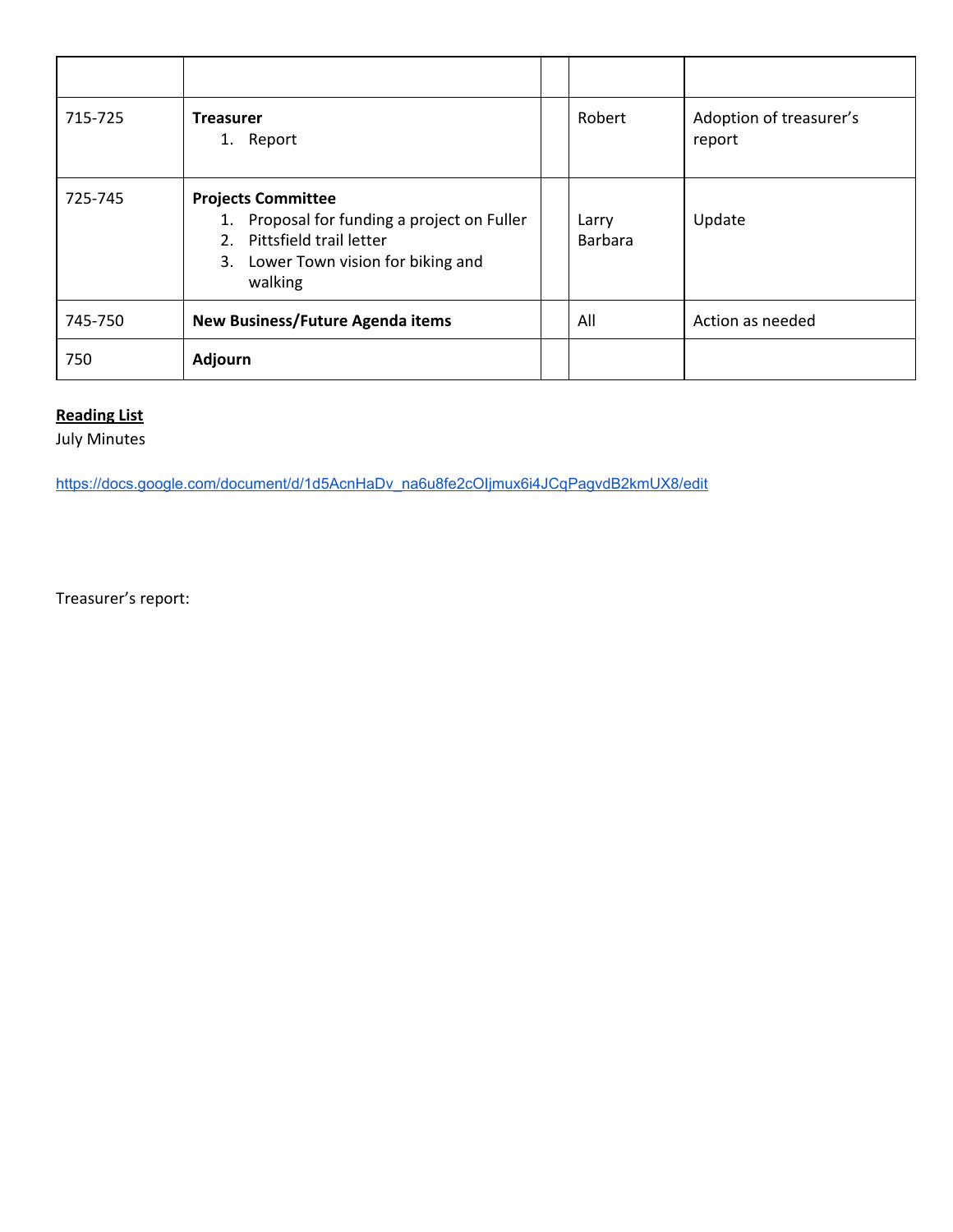| | | | | |
|---|---|---|---|---|
| | | | | |
| 715-725 | **Treasurer**<br>1. Report | | Robert | Adoption of treasurer's report |
| 725-745 | **Projects Committee**<br>1. Proposal for funding a project on Fuller<br>2. Pittsfield trail letter<br>3. Lower Town vision for biking and walking | | Larry<br>Barbara | Update |
| 745-750 | **New Business/Future Agenda items** | | All | Action as needed |
| 750 | **Adjourn** | | | |

**Reading List**

July Minutes

https://docs.google.com/document/d/1d5AcnHaDv_na6u8fe2cOIjmux6i4JCqPagvdB2kmUX8/edit

Treasurer's report: